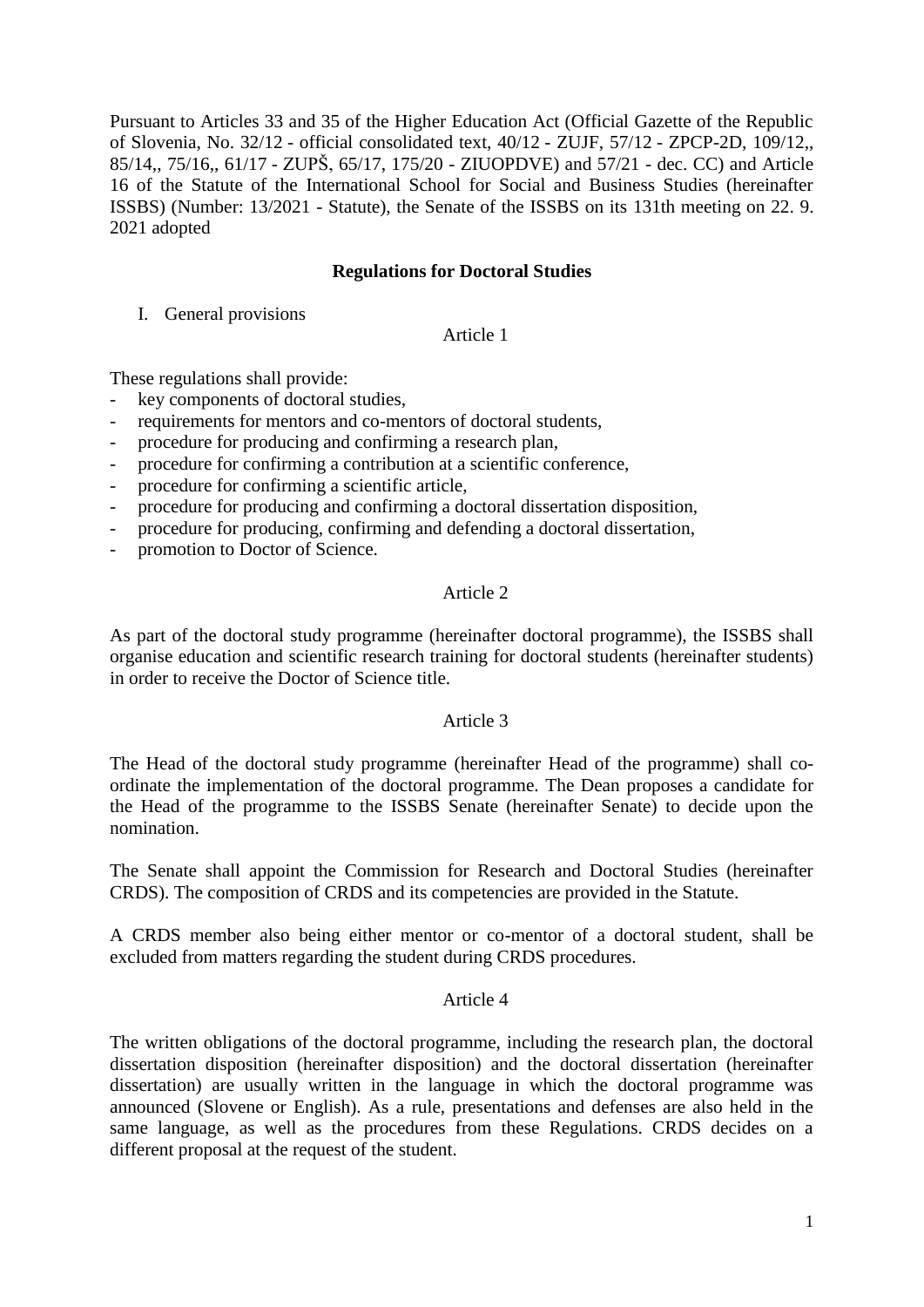Pursuant to Articles 33 and 35 of the Higher Education Act (Official Gazette of the Republic of Slovenia, No. 32/12 - official consolidated text, 40/12 - ZUJF, 57/12 - ZPCP-2D, 109/12,, 85/14,, 75/16,, 61/17 - ZUPŠ, 65/17, 175/20 - ZIUOPDVE) and 57/21 - dec. CC) and Article 16 of the Statute of the International School for Social and Business Studies (hereinafter ISSBS) (Number: 13/2021 - Statute), the Senate of the ISSBS on its 131th meeting on 22. 9. 2021 adopted

# Regulations for Doctoral Studies

## I. General provisions

### Article 1

These regulations shall provide:

- key components of doctoral studies,
- requirements for mentors and co-mentors of doctoral students,
- procedure for producing and confirming a research plan,
- procedure for confirming a contribution at a scientific conference,
- procedure for confirming a scientific article,
- procedure for producing and confirming a doctoral dissertation disposition,
- procedure for producing, confirming and defending a doctoral dissertation,
- promotion to Doctor of Science.

### Article 2

As part of the doctoral study programme (hereinafter doctoral programme), the ISSBS shall organise education and scientific research training for doctoral students (hereinafter students) in order to receive the Doctor of Science title.

### Article 3

The Head of the doctoral study programme (hereinafter Head of the programme) shall co-ordinate the implementation of the doctoral programme. The Dean proposes a candidate for the Head of the programme to the ISSBS Senate (hereinafter Senate) to decide upon the nomination.

The Senate shall appoint the Commission for Research and Doctoral Studies (hereinafter CRDS). The composition of CRDS and its competencies are provided in the Statute.

A CRDS member also being either mentor or co-mentor of a doctoral student, shall be excluded from matters regarding the student during CRDS procedures.

### Article 4

The written obligations of the doctoral programme, including the research plan, the doctoral dissertation disposition (hereinafter disposition) and the doctoral dissertation (hereinafter dissertation) are usually written in the language in which the doctoral programme was announced (Slovene or English). As a rule, presentations and defenses are also held in the same language, as well as the procedures from these Regulations. CRDS decides on a different proposal at the request of the student.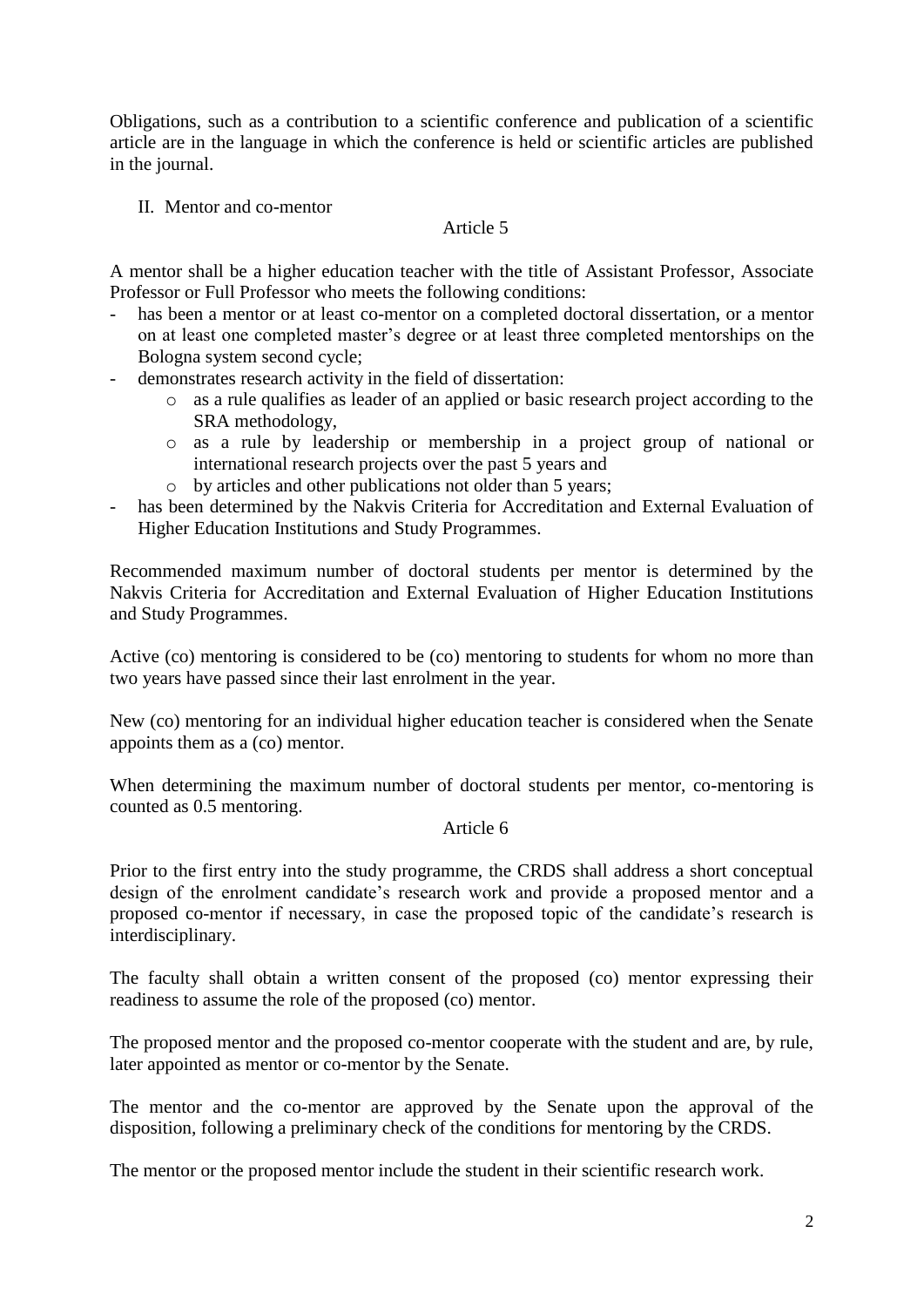Obligations, such as a contribution to a scientific conference and publication of a scientific article are in the language in which the conference is held or scientific articles are published in the journal.

## II. Mentor and co-mentor

### Article 5

A mentor shall be a higher education teacher with the title of Assistant Professor, Associate Professor or Full Professor who meets the following conditions:

- has been a mentor or at least co-mentor on a completed doctoral dissertation, or a mentor on at least one completed master's degree or at least three completed mentorships on the Bologna system second cycle;
- demonstrates research activity in the field of dissertation:
  - as a rule qualifies as leader of an applied or basic research project according to the SRA methodology,
  - as a rule by leadership or membership in a project group of national or international research projects over the past 5 years and
  - by articles and other publications not older than 5 years;
- has been determined by the Nakvis Criteria for Accreditation and External Evaluation of Higher Education Institutions and Study Programmes.

Recommended maximum number of doctoral students per mentor is determined by the Nakvis Criteria for Accreditation and External Evaluation of Higher Education Institutions and Study Programmes.

Active (co) mentoring is considered to be (co) mentoring to students for whom no more than two years have passed since their last enrolment in the year.

New (co) mentoring for an individual higher education teacher is considered when the Senate appoints them as a (co) mentor.

When determining the maximum number of doctoral students per mentor, co-mentoring is counted as 0.5 mentoring.

### Article 6

Prior to the first entry into the study programme, the CRDS shall address a short conceptual design of the enrolment candidate's research work and provide a proposed mentor and a proposed co-mentor if necessary, in case the proposed topic of the candidate's research is interdisciplinary.

The faculty shall obtain a written consent of the proposed (co) mentor expressing their readiness to assume the role of the proposed (co) mentor.

The proposed mentor and the proposed co-mentor cooperate with the student and are, by rule, later appointed as mentor or co-mentor by the Senate.

The mentor and the co-mentor are approved by the Senate upon the approval of the disposition, following a preliminary check of the conditions for mentoring by the CRDS.

The mentor or the proposed mentor include the student in their scientific research work.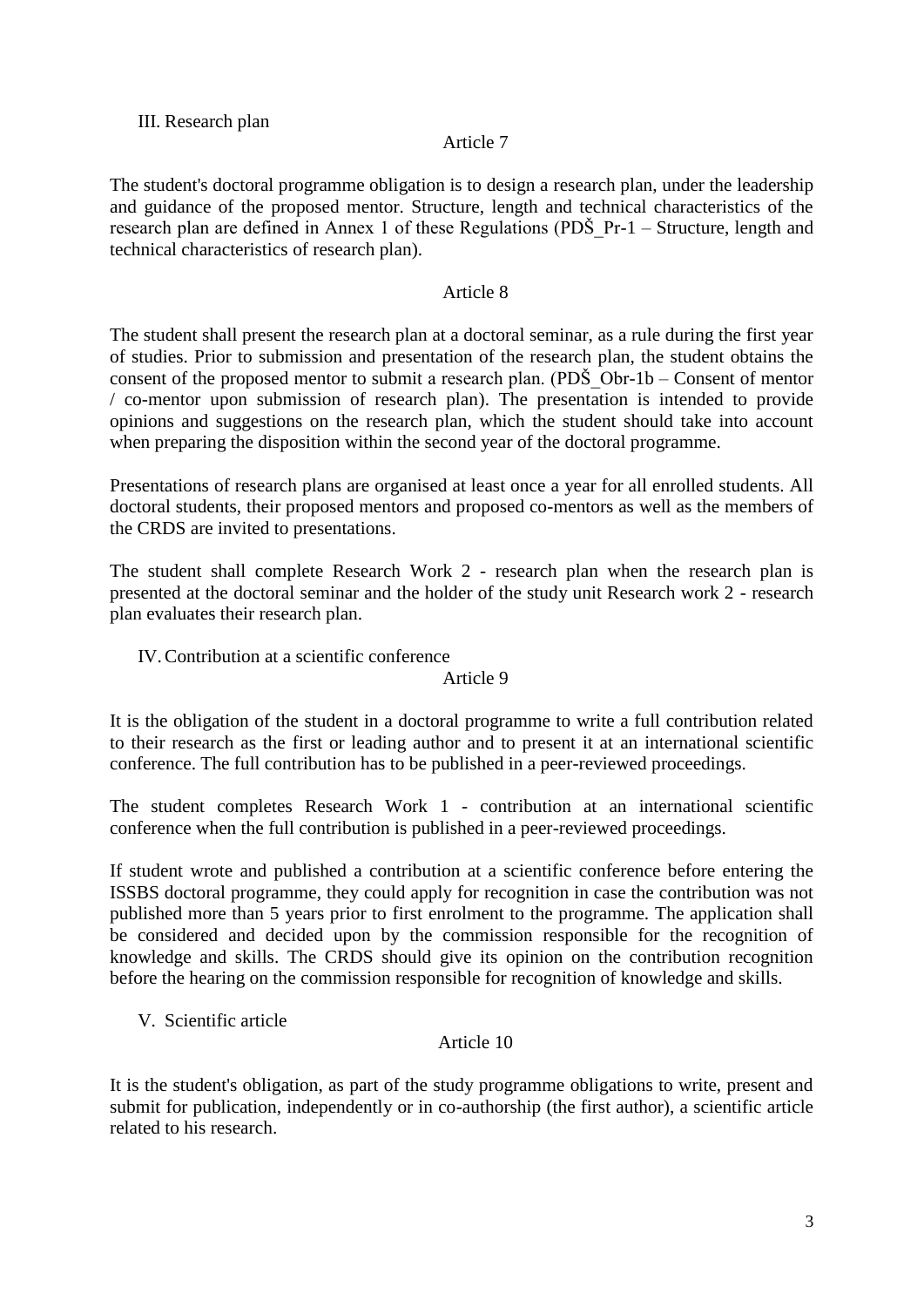## III. Research plan

### Article 7

The student's doctoral programme obligation is to design a research plan, under the leadership and guidance of the proposed mentor. Structure, length and technical characteristics of the research plan are defined in Annex 1 of these Regulations (PDŠ_Pr-1 – Structure, length and technical characteristics of research plan).

### Article 8

The student shall present the research plan at a doctoral seminar, as a rule during the first year of studies. Prior to submission and presentation of the research plan, the student obtains the consent of the proposed mentor to submit a research plan. (PDŠ_Obr-1b – Consent of mentor / co-mentor upon submission of research plan). The presentation is intended to provide opinions and suggestions on the research plan, which the student should take into account when preparing the disposition within the second year of the doctoral programme.

Presentations of research plans are organised at least once a year for all enrolled students. All doctoral students, their proposed mentors and proposed co-mentors as well as the members of the CRDS are invited to presentations.

The student shall complete Research Work 2 - research plan when the research plan is presented at the doctoral seminar and the holder of the study unit Research work 2 - research plan evaluates their research plan.

## IV. Contribution at a scientific conference

### Article 9

It is the obligation of the student in a doctoral programme to write a full contribution related to their research as the first or leading author and to present it at an international scientific conference. The full contribution has to be published in a peer-reviewed proceedings.

The student completes Research Work 1 - contribution at an international scientific conference when the full contribution is published in a peer-reviewed proceedings.

If student wrote and published a contribution at a scientific conference before entering the ISSBS doctoral programme, they could apply for recognition in case the contribution was not published more than 5 years prior to first enrolment to the programme. The application shall be considered and decided upon by the commission responsible for the recognition of knowledge and skills. The CRDS should give its opinion on the contribution recognition before the hearing on the commission responsible for recognition of knowledge and skills.

## V. Scientific article

### Article 10

It is the student's obligation, as part of the study programme obligations to write, present and submit for publication, independently or in co-authorship (the first author), a scientific article related to his research.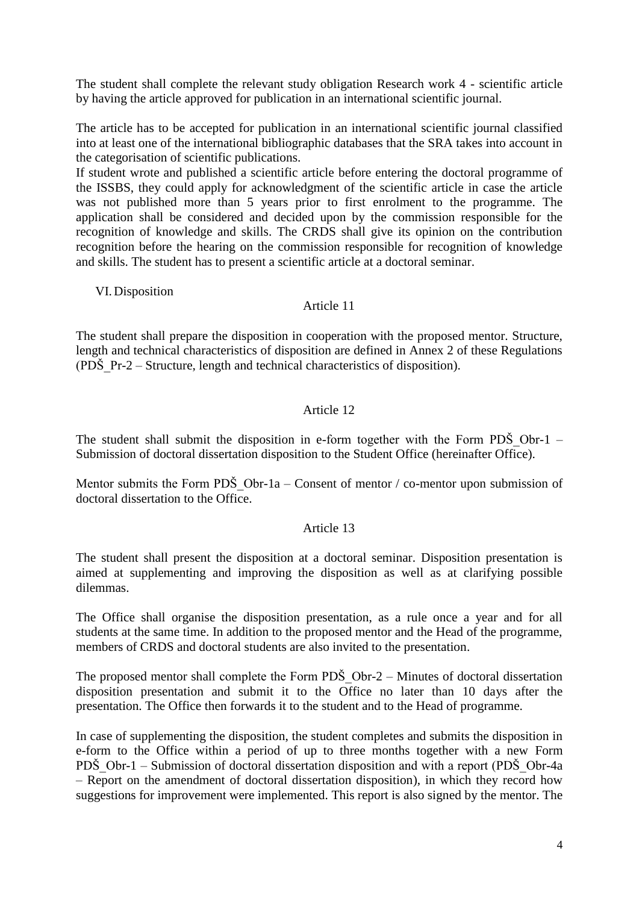The student shall complete the relevant study obligation Research work 4 - scientific article by having the article approved for publication in an international scientific journal.

The article has to be accepted for publication in an international scientific journal classified into at least one of the international bibliographic databases that the SRA takes into account in the categorisation of scientific publications.
If student wrote and published a scientific article before entering the doctoral programme of the ISSBS, they could apply for acknowledgment of the scientific article in case the article was not published more than 5 years prior to first enrolment to the programme. The application shall be considered and decided upon by the commission responsible for the recognition of knowledge and skills. The CRDS shall give its opinion on the contribution recognition before the hearing on the commission responsible for recognition of knowledge and skills. The student has to present a scientific article at a doctoral seminar.

## VI. Disposition

### Article 11

The student shall prepare the disposition in cooperation with the proposed mentor. Structure, length and technical characteristics of disposition are defined in Annex 2 of these Regulations (PDŠ_Pr-2 – Structure, length and technical characteristics of disposition).

### Article 12

The student shall submit the disposition in e-form together with the Form PDŠ_Obr-1 – Submission of doctoral dissertation disposition to the Student Office (hereinafter Office).

Mentor submits the Form PDŠ_Obr-1a – Consent of mentor / co-mentor upon submission of doctoral dissertation to the Office.

### Article 13

The student shall present the disposition at a doctoral seminar. Disposition presentation is aimed at supplementing and improving the disposition as well as at clarifying possible dilemmas.

The Office shall organise the disposition presentation, as a rule once a year and for all students at the same time. In addition to the proposed mentor and the Head of the programme, members of CRDS and doctoral students are also invited to the presentation.

The proposed mentor shall complete the Form PDŠ_Obr-2 – Minutes of doctoral dissertation disposition presentation and submit it to the Office no later than 10 days after the presentation. The Office then forwards it to the student and to the Head of programme.

In case of supplementing the disposition, the student completes and submits the disposition in e-form to the Office within a period of up to three months together with a new Form PDŠ_Obr-1 – Submission of doctoral dissertation disposition and with a report (PDŠ_Obr-4a – Report on the amendment of doctoral dissertation disposition), in which they record how suggestions for improvement were implemented. This report is also signed by the mentor. The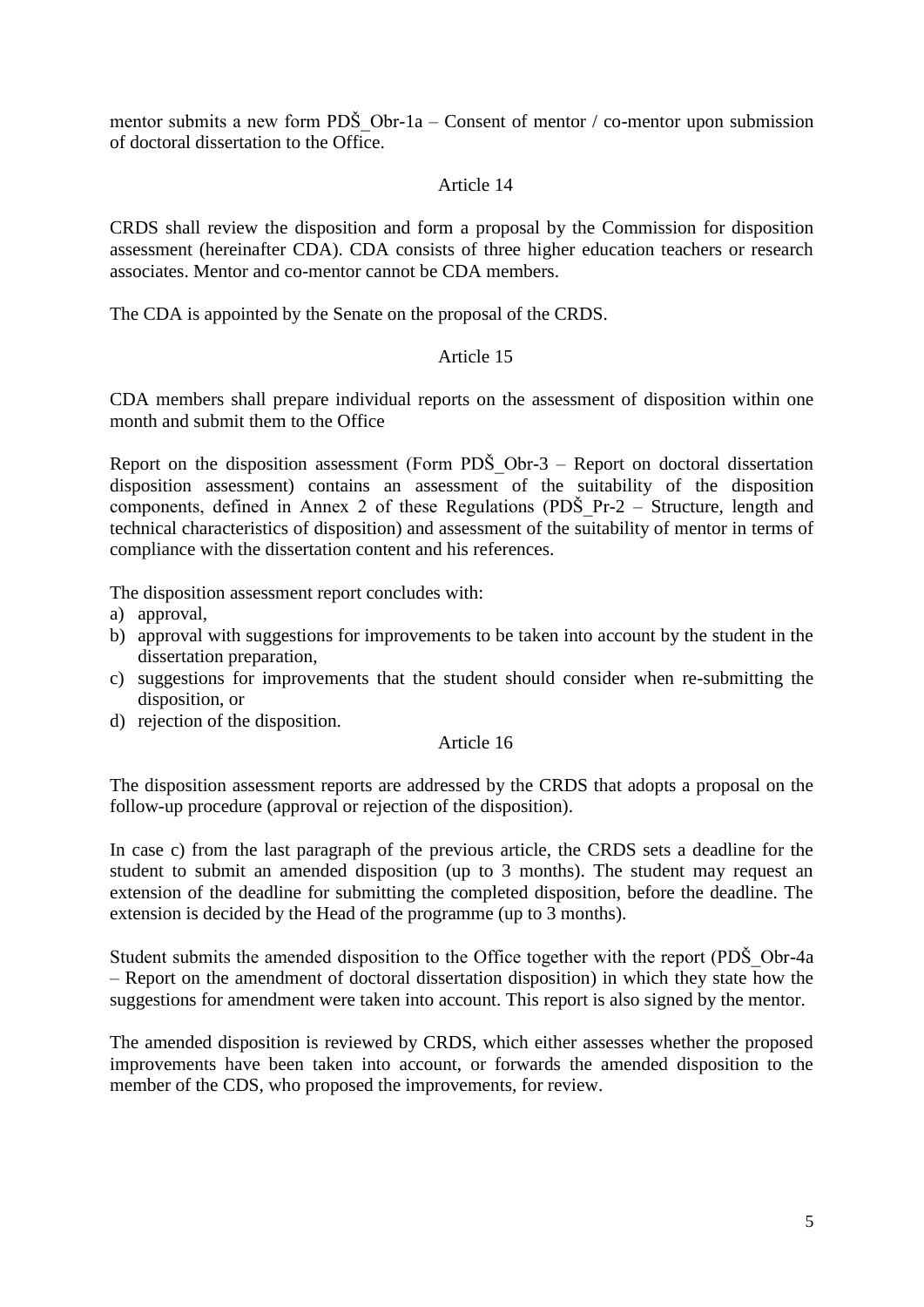mentor submits a new form PDŠ_Obr-1a – Consent of mentor / co-mentor upon submission of doctoral dissertation to the Office.

## Article 14

CRDS shall review the disposition and form a proposal by the Commission for disposition assessment (hereinafter CDA). CDA consists of three higher education teachers or research associates. Mentor and co-mentor cannot be CDA members.

The CDA is appointed by the Senate on the proposal of the CRDS.

## Article 15

CDA members shall prepare individual reports on the assessment of disposition within one month and submit them to the Office

Report on the disposition assessment (Form PDŠ_Obr-3 – Report on doctoral dissertation disposition assessment) contains an assessment of the suitability of the disposition components, defined in Annex 2 of these Regulations (PDŠ_Pr-2 – Structure, length and technical characteristics of disposition) and assessment of the suitability of mentor in terms of compliance with the dissertation content and his references.

The disposition assessment report concludes with:

a) approval,
b) approval with suggestions for improvements to be taken into account by the student in the dissertation preparation,
c) suggestions for improvements that the student should consider when re-submitting the disposition, or
d) rejection of the disposition.

## Article 16

The disposition assessment reports are addressed by the CRDS that adopts a proposal on the follow-up procedure (approval or rejection of the disposition).

In case c) from the last paragraph of the previous article, the CRDS sets a deadline for the student to submit an amended disposition (up to 3 months). The student may request an extension of the deadline for submitting the completed disposition, before the deadline. The extension is decided by the Head of the programme (up to 3 months).

Student submits the amended disposition to the Office together with the report (PDŠ_Obr-4a – Report on the amendment of doctoral dissertation disposition) in which they state how the suggestions for amendment were taken into account. This report is also signed by the mentor.

The amended disposition is reviewed by CRDS, which either assesses whether the proposed improvements have been taken into account, or forwards the amended disposition to the member of the CDS, who proposed the improvements, for review.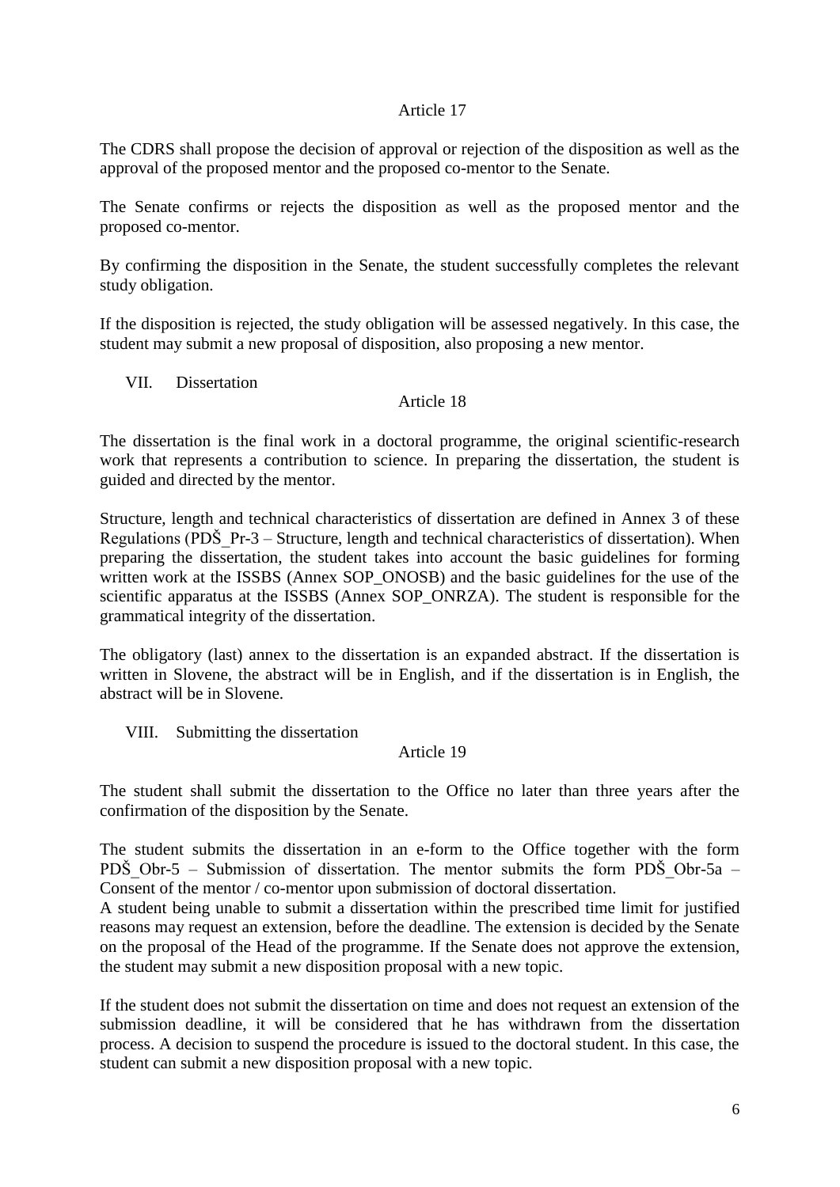### Article 17

The CDRS shall propose the decision of approval or rejection of the disposition as well as the approval of the proposed mentor and the proposed co-mentor to the Senate.

The Senate confirms or rejects the disposition as well as the proposed mentor and the proposed co-mentor.

By confirming the disposition in the Senate, the student successfully completes the relevant study obligation.

If the disposition is rejected, the study obligation will be assessed negatively. In this case, the student may submit a new proposal of disposition, also proposing a new mentor.

## VII. Dissertation

### Article 18

The dissertation is the final work in a doctoral programme, the original scientific-research work that represents a contribution to science. In preparing the dissertation, the student is guided and directed by the mentor.

Structure, length and technical characteristics of dissertation are defined in Annex 3 of these Regulations (PDŠ_Pr-3 – Structure, length and technical characteristics of dissertation). When preparing the dissertation, the student takes into account the basic guidelines for forming written work at the ISSBS (Annex SOP_ONOSB) and the basic guidelines for the use of the scientific apparatus at the ISSBS (Annex SOP_ONRZA). The student is responsible for the grammatical integrity of the dissertation.

The obligatory (last) annex to the dissertation is an expanded abstract. If the dissertation is written in Slovene, the abstract will be in English, and if the dissertation is in English, the abstract will be in Slovene.

## VIII. Submitting the dissertation

### Article 19

The student shall submit the dissertation to the Office no later than three years after the confirmation of the disposition by the Senate.

The student submits the dissertation in an e-form to the Office together with the form PDŠ_Obr-5 – Submission of dissertation. The mentor submits the form PDŠ_Obr-5a – Consent of the mentor / co-mentor upon submission of doctoral dissertation.
A student being unable to submit a dissertation within the prescribed time limit for justified reasons may request an extension, before the deadline. The extension is decided by the Senate on the proposal of the Head of the programme. If the Senate does not approve the extension, the student may submit a new disposition proposal with a new topic.

If the student does not submit the dissertation on time and does not request an extension of the submission deadline, it will be considered that he has withdrawn from the dissertation process. A decision to suspend the procedure is issued to the doctoral student. In this case, the student can submit a new disposition proposal with a new topic.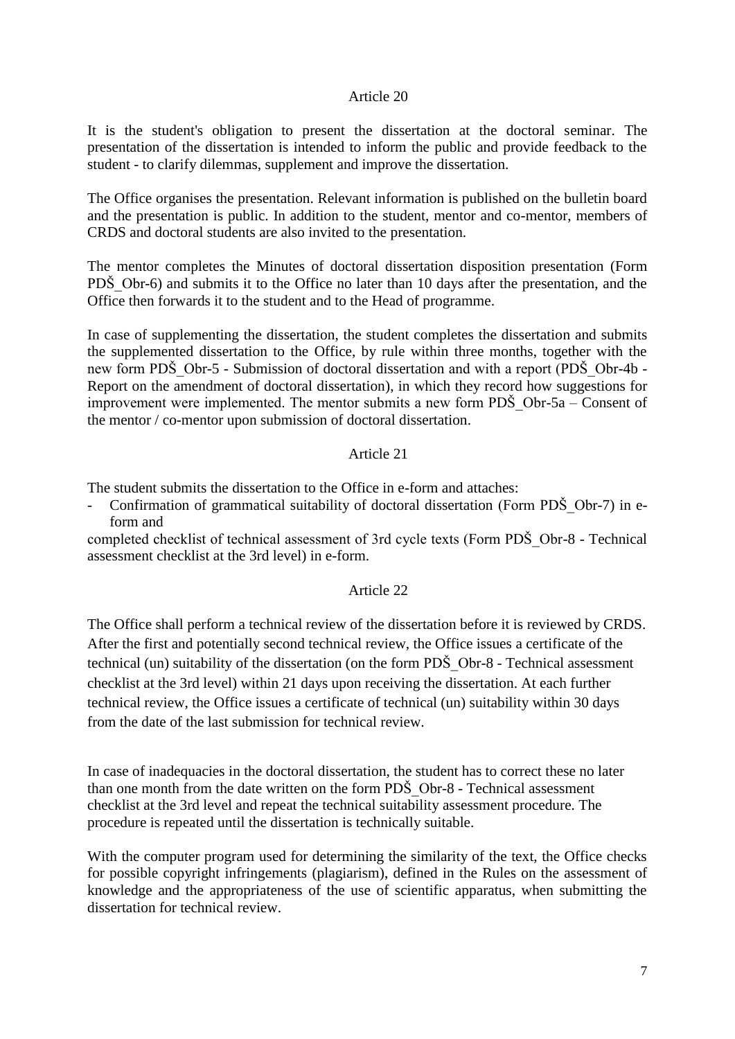## Article 20

It is the student's obligation to present the dissertation at the doctoral seminar. The presentation of the dissertation is intended to inform the public and provide feedback to the student - to clarify dilemmas, supplement and improve the dissertation.

The Office organises the presentation. Relevant information is published on the bulletin board and the presentation is public. In addition to the student, mentor and co-mentor, members of CRDS and doctoral students are also invited to the presentation.

The mentor completes the Minutes of doctoral dissertation disposition presentation (Form PDŠ_Obr-6) and submits it to the Office no later than 10 days after the presentation, and the Office then forwards it to the student and to the Head of programme.

In case of supplementing the dissertation, the student completes the dissertation and submits the supplemented dissertation to the Office, by rule within three months, together with the new form PDŠ_Obr-5 - Submission of doctoral dissertation and with a report (PDŠ_Obr-4b - Report on the amendment of doctoral dissertation), in which they record how suggestions for improvement were implemented. The mentor submits a new form PDŠ_Obr-5a – Consent of the mentor / co-mentor upon submission of doctoral dissertation.

## Article 21

The student submits the dissertation to the Office in e-form and attaches:

- Confirmation of grammatical suitability of doctoral dissertation (Form PDŠ_Obr-7) in e-form and

completed checklist of technical assessment of 3rd cycle texts (Form PDŠ_Obr-8 - Technical assessment checklist at the 3rd level) in e-form.

## Article 22

The Office shall perform a technical review of the dissertation before it is reviewed by CRDS. After the first and potentially second technical review, the Office issues a certificate of the technical (un) suitability of the dissertation (on the form PDŠ_Obr-8 - Technical assessment checklist at the 3rd level) within 21 days upon receiving the dissertation. At each further technical review, the Office issues a certificate of technical (un) suitability within 30 days from the date of the last submission for technical review.

In case of inadequacies in the doctoral dissertation, the student has to correct these no later than one month from the date written on the form PDŠ_Obr-8 - Technical assessment checklist at the 3rd level and repeat the technical suitability assessment procedure. The procedure is repeated until the dissertation is technically suitable.

With the computer program used for determining the similarity of the text, the Office checks for possible copyright infringements (plagiarism), defined in the Rules on the assessment of knowledge and the appropriateness of the use of scientific apparatus, when submitting the dissertation for technical review.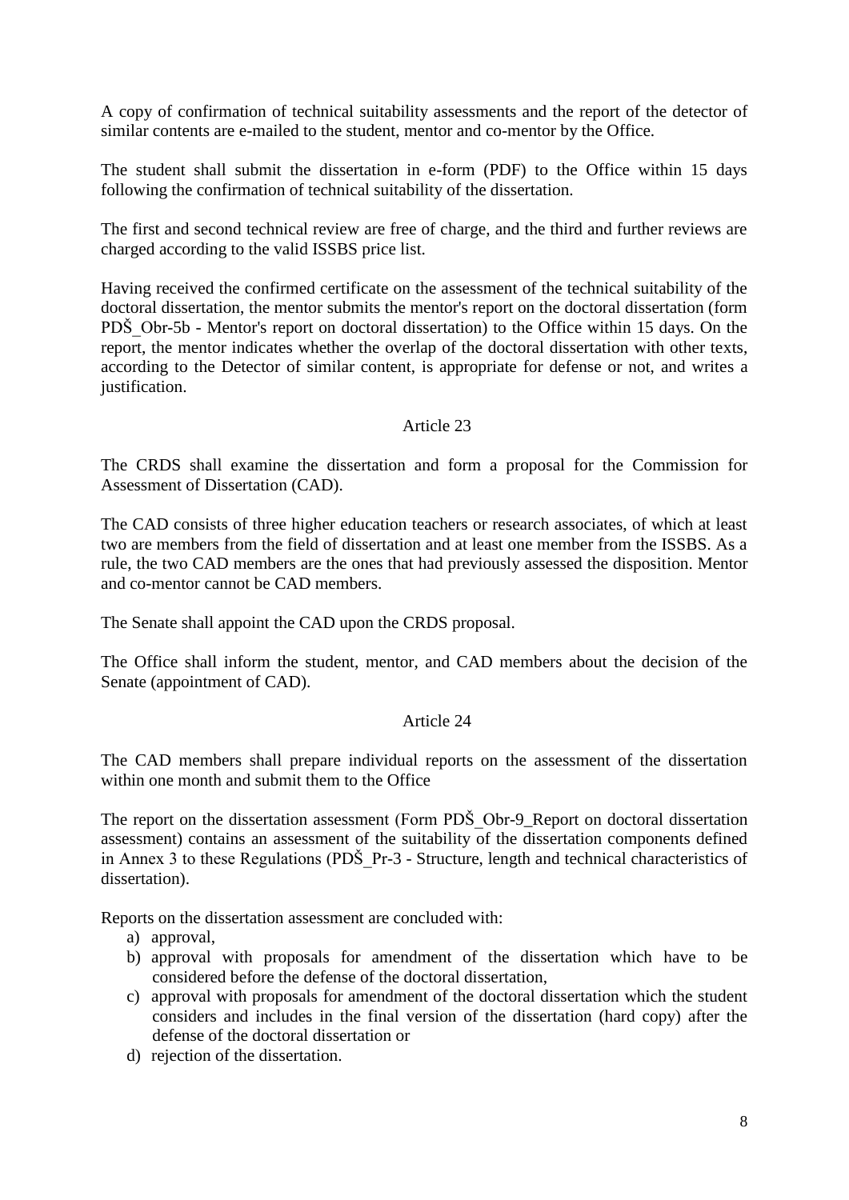A copy of confirmation of technical suitability assessments and the report of the detector of similar contents are e-mailed to the student, mentor and co-mentor by the Office.

The student shall submit the dissertation in e-form (PDF) to the Office within 15 days following the confirmation of technical suitability of the dissertation.

The first and second technical review are free of charge, and the third and further reviews are charged according to the valid ISSBS price list.

Having received the confirmed certificate on the assessment of the technical suitability of the doctoral dissertation, the mentor submits the mentor's report on the doctoral dissertation (form PDŠ_Obr-5b - Mentor's report on doctoral dissertation) to the Office within 15 days. On the report, the mentor indicates whether the overlap of the doctoral dissertation with other texts, according to the Detector of similar content, is appropriate for defense or not, and writes a justification.

Article 23

The CRDS shall examine the dissertation and form a proposal for the Commission for Assessment of Dissertation (CAD).

The CAD consists of three higher education teachers or research associates, of which at least two are members from the field of dissertation and at least one member from the ISSBS. As a rule, the two CAD members are the ones that had previously assessed the disposition. Mentor and co-mentor cannot be CAD members.

The Senate shall appoint the CAD upon the CRDS proposal.

The Office shall inform the student, mentor, and CAD members about the decision of the Senate (appointment of CAD).

Article 24

The CAD members shall prepare individual reports on the assessment of the dissertation within one month and submit them to the Office

The report on the dissertation assessment (Form PDŠ_Obr-9_Report on doctoral dissertation assessment) contains an assessment of the suitability of the dissertation components defined in Annex 3 to these Regulations (PDŠ_Pr-3 - Structure, length and technical characteristics of dissertation).

Reports on the dissertation assessment are concluded with:

a) approval,
b) approval with proposals for amendment of the dissertation which have to be considered before the defense of the doctoral dissertation,
c) approval with proposals for amendment of the doctoral dissertation which the student considers and includes in the final version of the dissertation (hard copy) after the defense of the doctoral dissertation or
d) rejection of the dissertation.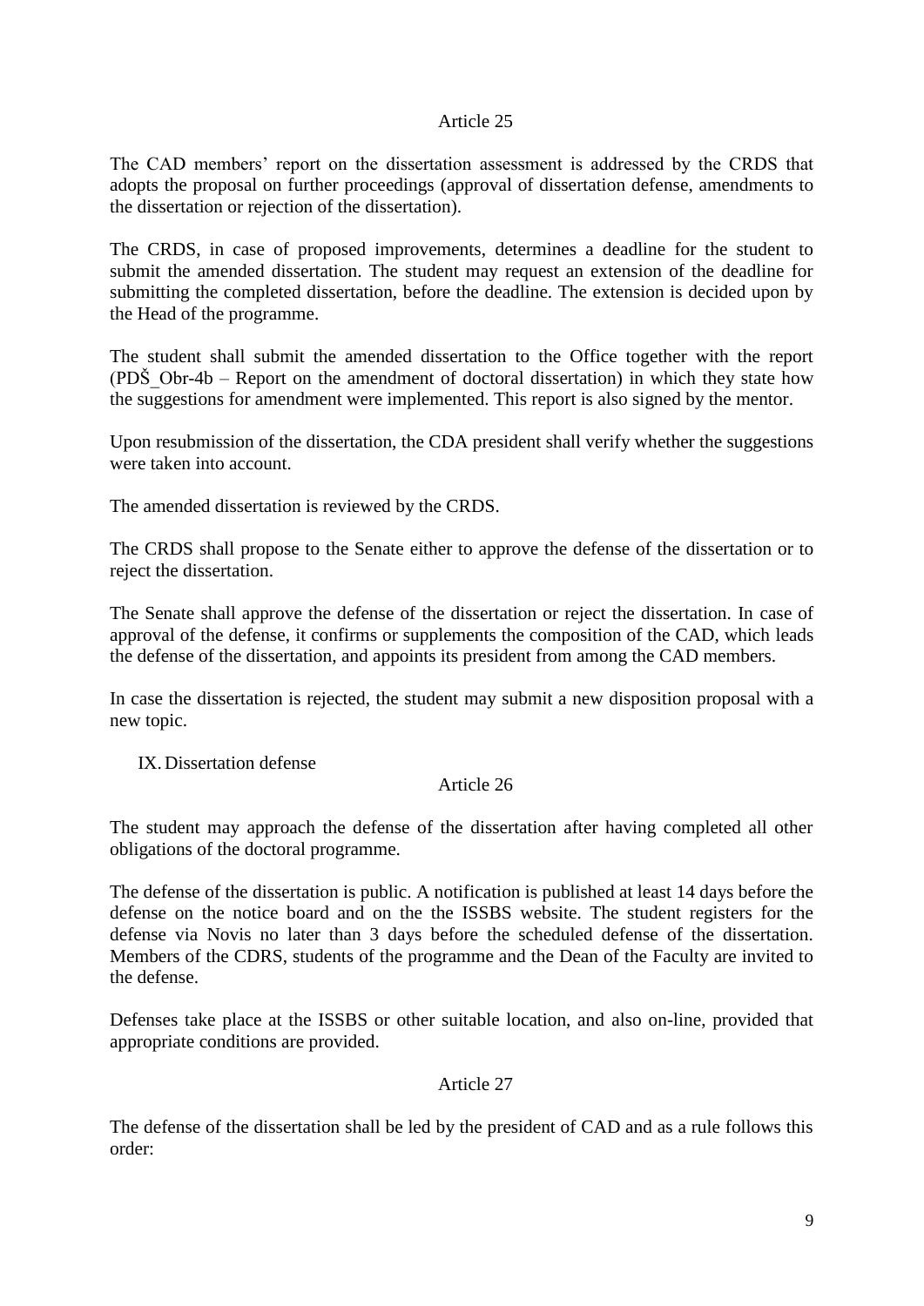Article 25

The CAD members' report on the dissertation assessment is addressed by the CRDS that adopts the proposal on further proceedings (approval of dissertation defense, amendments to the dissertation or rejection of the dissertation).

The CRDS, in case of proposed improvements, determines a deadline for the student to submit the amended dissertation. The student may request an extension of the deadline for submitting the completed dissertation, before the deadline. The extension is decided upon by the Head of the programme.

The student shall submit the amended dissertation to the Office together with the report (PDŠ_Obr-4b – Report on the amendment of doctoral dissertation) in which they state how the suggestions for amendment were implemented. This report is also signed by the mentor.

Upon resubmission of the dissertation, the CDA president shall verify whether the suggestions were taken into account.

The amended dissertation is reviewed by the CRDS.

The CRDS shall propose to the Senate either to approve the defense of the dissertation or to reject the dissertation.

The Senate shall approve the defense of the dissertation or reject the dissertation. In case of approval of the defense, it confirms or supplements the composition of the CAD, which leads the defense of the dissertation, and appoints its president from among the CAD members.

In case the dissertation is rejected, the student may submit a new disposition proposal with a new topic.

## IX. Dissertation defense

Article 26

The student may approach the defense of the dissertation after having completed all other obligations of the doctoral programme.

The defense of the dissertation is public. A notification is published at least 14 days before the defense on the notice board and on the the ISSBS website. The student registers for the defense via Novis no later than 3 days before the scheduled defense of the dissertation. Members of the CDRS, students of the programme and the Dean of the Faculty are invited to the defense.

Defenses take place at the ISSBS or other suitable location, and also on-line, provided that appropriate conditions are provided.

Article 27

The defense of the dissertation shall be led by the president of CAD and as a rule follows this order: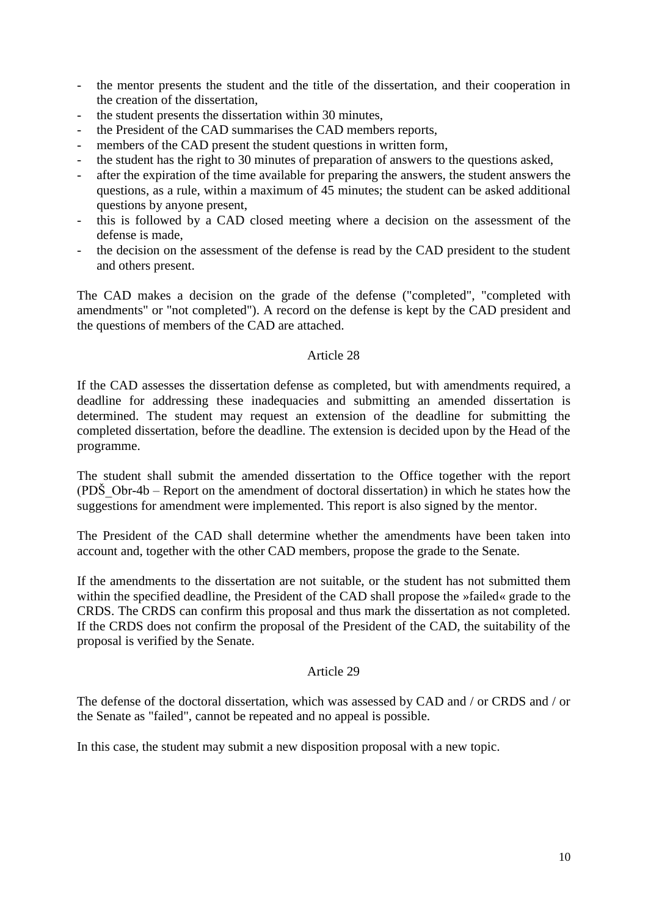- the mentor presents the student and the title of the dissertation, and their cooperation in the creation of the dissertation,
- the student presents the dissertation within 30 minutes,
- the President of the CAD summarises the CAD members reports,
- members of the CAD present the student questions in written form,
- the student has the right to 30 minutes of preparation of answers to the questions asked,
- after the expiration of the time available for preparing the answers, the student answers the questions, as a rule, within a maximum of 45 minutes; the student can be asked additional questions by anyone present,
- this is followed by a CAD closed meeting where a decision on the assessment of the defense is made,
- the decision on the assessment of the defense is read by the CAD president to the student and others present.

The CAD makes a decision on the grade of the defense ("completed", "completed with amendments" or "not completed"). A record on the defense is kept by the CAD president and the questions of members of the CAD are attached.

### Article 28

If the CAD assesses the dissertation defense as completed, but with amendments required, a deadline for addressing these inadequacies and submitting an amended dissertation is determined. The student may request an extension of the deadline for submitting the completed dissertation, before the deadline. The extension is decided upon by the Head of the programme.

The student shall submit the amended dissertation to the Office together with the report (PDŠ_Obr-4b – Report on the amendment of doctoral dissertation) in which he states how the suggestions for amendment were implemented. This report is also signed by the mentor.

The President of the CAD shall determine whether the amendments have been taken into account and, together with the other CAD members, propose the grade to the Senate.

If the amendments to the dissertation are not suitable, or the student has not submitted them within the specified deadline, the President of the CAD shall propose the »failed« grade to the CRDS. The CRDS can confirm this proposal and thus mark the dissertation as not completed. If the CRDS does not confirm the proposal of the President of the CAD, the suitability of the proposal is verified by the Senate.

### Article 29

The defense of the doctoral dissertation, which was assessed by CAD and / or CRDS and / or the Senate as "failed", cannot be repeated and no appeal is possible.

In this case, the student may submit a new disposition proposal with a new topic.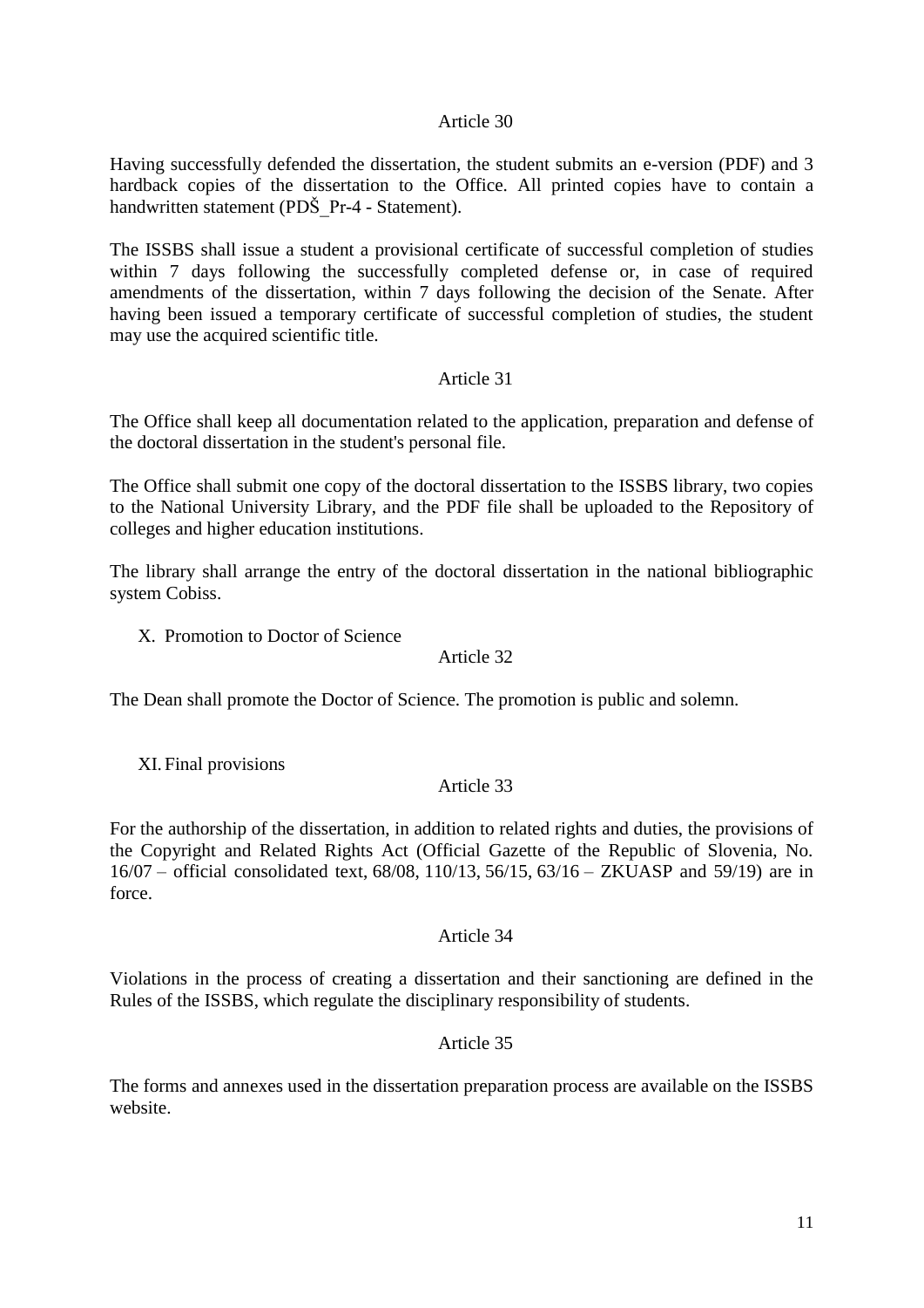### Article 30

Having successfully defended the dissertation, the student submits an e-version (PDF) and 3 hardback copies of the dissertation to the Office. All printed copies have to contain a handwritten statement (PDŠ_Pr-4 - Statement).

The ISSBS shall issue a student a provisional certificate of successful completion of studies within 7 days following the successfully completed defense or, in case of required amendments of the dissertation, within 7 days following the decision of the Senate. After having been issued a temporary certificate of successful completion of studies, the student may use the acquired scientific title.

### Article 31

The Office shall keep all documentation related to the application, preparation and defense of the doctoral dissertation in the student's personal file.

The Office shall submit one copy of the doctoral dissertation to the ISSBS library, two copies to the National University Library, and the PDF file shall be uploaded to the Repository of colleges and higher education institutions.

The library shall arrange the entry of the doctoral dissertation in the national bibliographic system Cobiss.

## X. Promotion to Doctor of Science

### Article 32

The Dean shall promote the Doctor of Science. The promotion is public and solemn.

## XI. Final provisions

### Article 33

For the authorship of the dissertation, in addition to related rights and duties, the provisions of the Copyright and Related Rights Act (Official Gazette of the Republic of Slovenia, No. 16/07 – official consolidated text, 68/08, 110/13, 56/15, 63/16 – ZKUASP and 59/19) are in force.

### Article 34

Violations in the process of creating a dissertation and their sanctioning are defined in the Rules of the ISSBS, which regulate the disciplinary responsibility of students.

### Article 35

The forms and annexes used in the dissertation preparation process are available on the ISSBS website.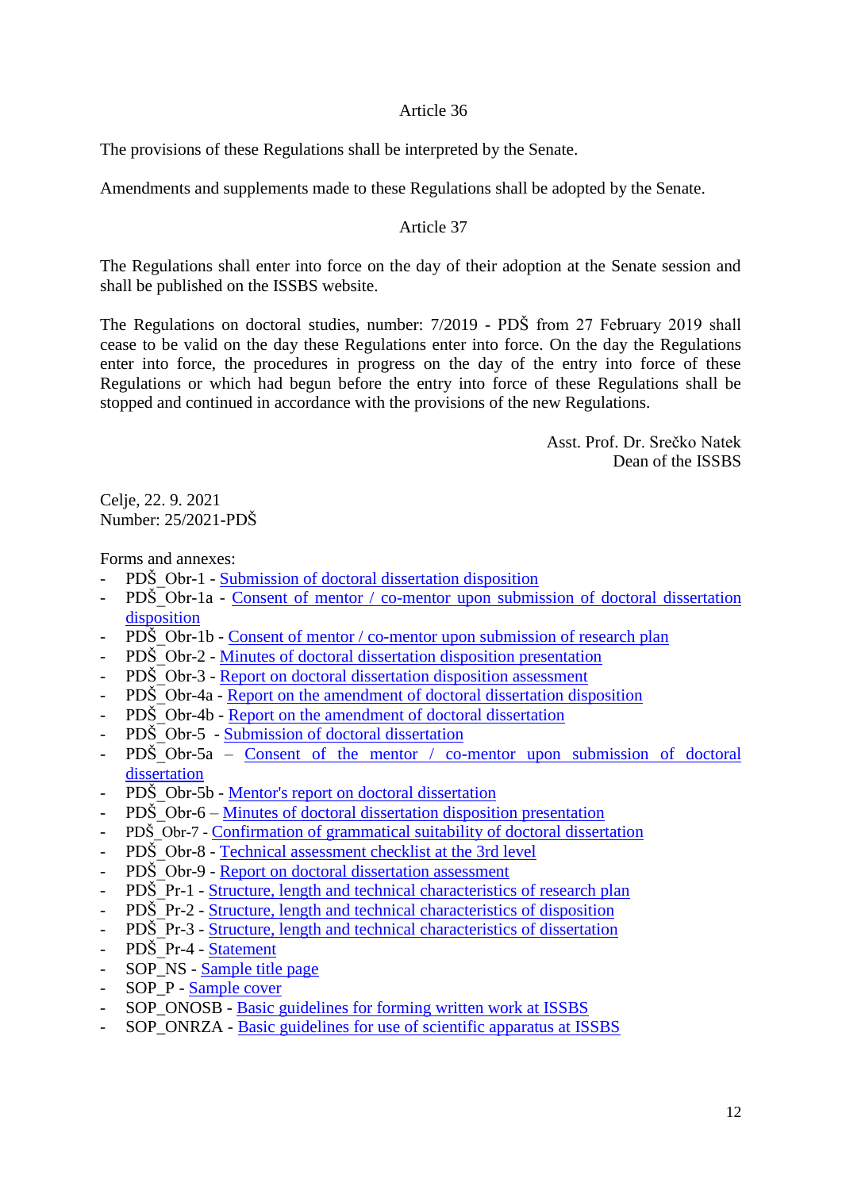Article 36

The provisions of these Regulations shall be interpreted by the Senate.

Amendments and supplements made to these Regulations shall be adopted by the Senate.

Article 37

The Regulations shall enter into force on the day of their adoption at the Senate session and shall be published on the ISSBS website.

The Regulations on doctoral studies, number: 7/2019 - PDŠ from 27 February 2019 shall cease to be valid on the day these Regulations enter into force. On the day the Regulations enter into force, the procedures in progress on the day of the entry into force of these Regulations or which had begun before the entry into force of these Regulations shall be stopped and continued in accordance with the provisions of the new Regulations.

Asst. Prof. Dr. Srečko Natek
Dean of the ISSBS

Celje, 22. 9. 2021
Number: 25/2021-PDŠ

Forms and annexes:

- PDŠ_Obr-1 - Submission of doctoral dissertation disposition
- PDŠ_Obr-1a - Consent of mentor / co-mentor upon submission of doctoral dissertation disposition
- PDŠ_Obr-1b - Consent of mentor / co-mentor upon submission of research plan
- PDŠ_Obr-2 - Minutes of doctoral dissertation disposition presentation
- PDŠ_Obr-3 - Report on doctoral dissertation disposition assessment
- PDŠ_Obr-4a - Report on the amendment of doctoral dissertation disposition
- PDŠ_Obr-4b - Report on the amendment of doctoral dissertation
- PDŠ_Obr-5 - Submission of doctoral dissertation
- PDŠ_Obr-5a – Consent of the mentor / co-mentor upon submission of doctoral dissertation
- PDŠ_Obr-5b - Mentor's report on doctoral dissertation
- PDŠ_Obr-6 – Minutes of doctoral dissertation disposition presentation
- PDŠ_Obr-7 - Confirmation of grammatical suitability of doctoral dissertation
- PDŠ_Obr-8 - Technical assessment checklist at the 3rd level
- PDŠ_Obr-9 - Report on doctoral dissertation assessment
- PDŠ_Pr-1 - Structure, length and technical characteristics of research plan
- PDŠ_Pr-2 - Structure, length and technical characteristics of disposition
- PDŠ_Pr-3 - Structure, length and technical characteristics of dissertation
- PDŠ_Pr-4 - Statement
- SOP_NS - Sample title page
- SOP_P - Sample cover
- SOP_ONOSB - Basic guidelines for forming written work at ISSBS
- SOP_ONRZA - Basic guidelines for use of scientific apparatus at ISSBS